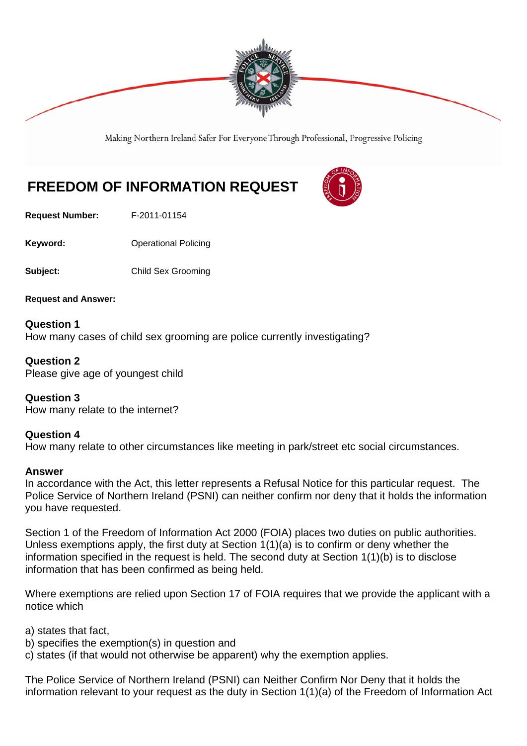Making Northern Ireland Safer For Everyone Through Professional, Progressive Policing

# FREEDOM OF INFORMATION REQUEST

**Request Number:** F-2011-01154

**Keyword:** Operational Policing

**Subject:** Child Sex Grooming

**Request and Answer:**

**Question 1**
How many cases of child sex grooming are police currently investigating?

**Question 2**
Please give age of youngest child

**Question 3**
How many relate to the internet?

**Question 4**
How many relate to other circumstances like meeting in park/street etc social circumstances.

**Answer**
In accordance with the Act, this letter represents a Refusal Notice for this particular request. The Police Service of Northern Ireland (PSNI) can neither confirm nor deny that it holds the information you have requested.

Section 1 of the Freedom of Information Act 2000 (FOIA) places two duties on public authorities. Unless exemptions apply, the first duty at Section 1(1)(a) is to confirm or deny whether the information specified in the request is held. The second duty at Section 1(1)(b) is to disclose information that has been confirmed as being held.

Where exemptions are relied upon Section 17 of FOIA requires that we provide the applicant with a notice which

a) states that fact,
b) specifies the exemption(s) in question and
c) states (if that would not otherwise be apparent) why the exemption applies.

The Police Service of Northern Ireland (PSNI) can Neither Confirm Nor Deny that it holds the information relevant to your request as the duty in Section 1(1)(a) of the Freedom of Information Act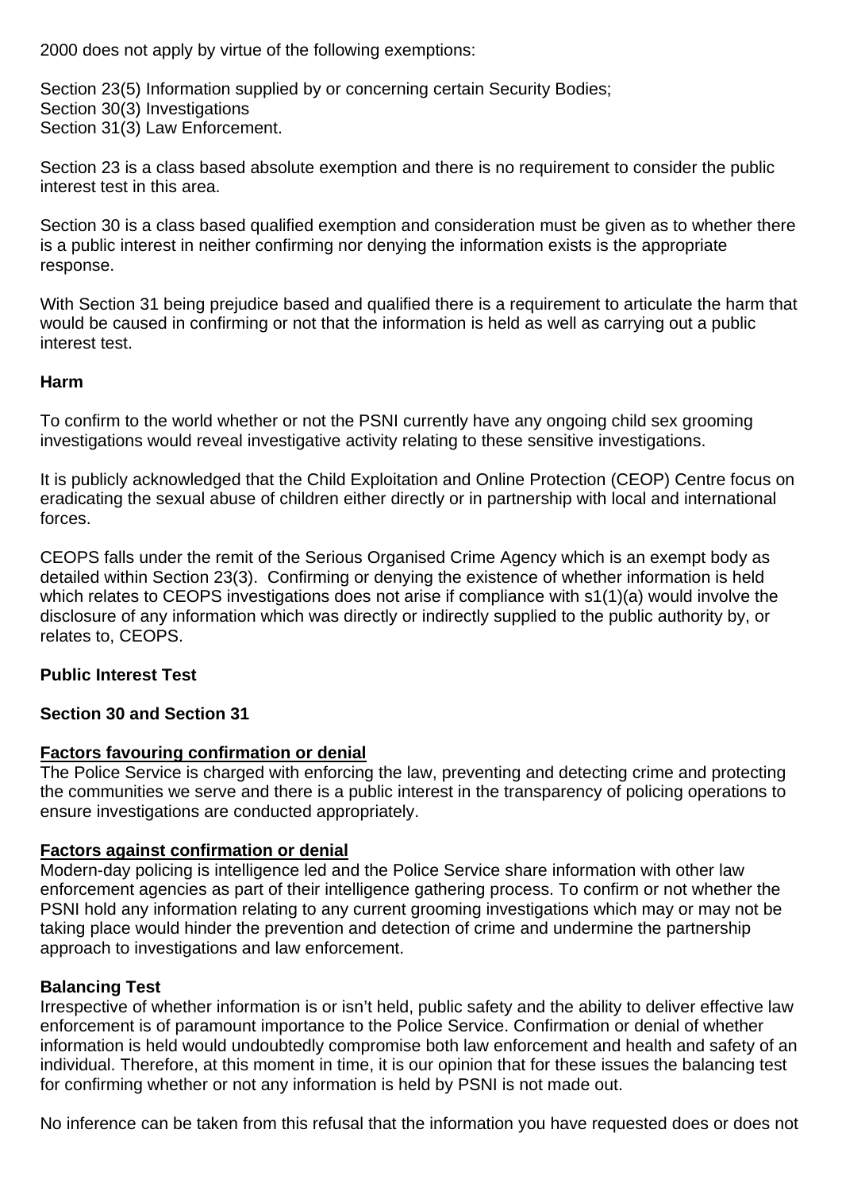2000 does not apply by virtue of the following exemptions:

Section 23(5) Information supplied by or concerning certain Security Bodies;
Section 30(3) Investigations
Section 31(3) Law Enforcement.

Section 23 is a class based absolute exemption and there is no requirement to consider the public interest test in this area.

Section 30 is a class based qualified exemption and consideration must be given as to whether there is a public interest in neither confirming nor denying the information exists is the appropriate response.

With Section 31 being prejudice based and qualified there is a requirement to articulate the harm that would be caused in confirming or not that the information is held as well as carrying out a public interest test.

**Harm**

To confirm to the world whether or not the PSNI currently have any ongoing child sex grooming investigations would reveal investigative activity relating to these sensitive investigations.

It is publicly acknowledged that the Child Exploitation and Online Protection (CEOP) Centre focus on eradicating the sexual abuse of children either directly or in partnership with local and international forces.

CEOPS falls under the remit of the Serious Organised Crime Agency which is an exempt body as detailed within Section 23(3). Confirming or denying the existence of whether information is held which relates to CEOPS investigations does not arise if compliance with s1(1)(a) would involve the disclosure of any information which was directly or indirectly supplied to the public authority by, or relates to, CEOPS.

**Public Interest Test**

**Section 30 and Section 31**

**<u>Factors favouring confirmation or denial</u>**
The Police Service is charged with enforcing the law, preventing and detecting crime and protecting the communities we serve and there is a public interest in the transparency of policing operations to ensure investigations are conducted appropriately.

**<u>Factors against confirmation or denial</u>**
Modern-day policing is intelligence led and the Police Service share information with other law enforcement agencies as part of their intelligence gathering process. To confirm or not whether the PSNI hold any information relating to any current grooming investigations which may or may not be taking place would hinder the prevention and detection of crime and undermine the partnership approach to investigations and law enforcement.

**Balancing Test**
Irrespective of whether information is or isn't held, public safety and the ability to deliver effective law enforcement is of paramount importance to the Police Service. Confirmation or denial of whether information is held would undoubtedly compromise both law enforcement and health and safety of an individual. Therefore, at this moment in time, it is our opinion that for these issues the balancing test for confirming whether or not any information is held by PSNI is not made out.

No inference can be taken from this refusal that the information you have requested does or does not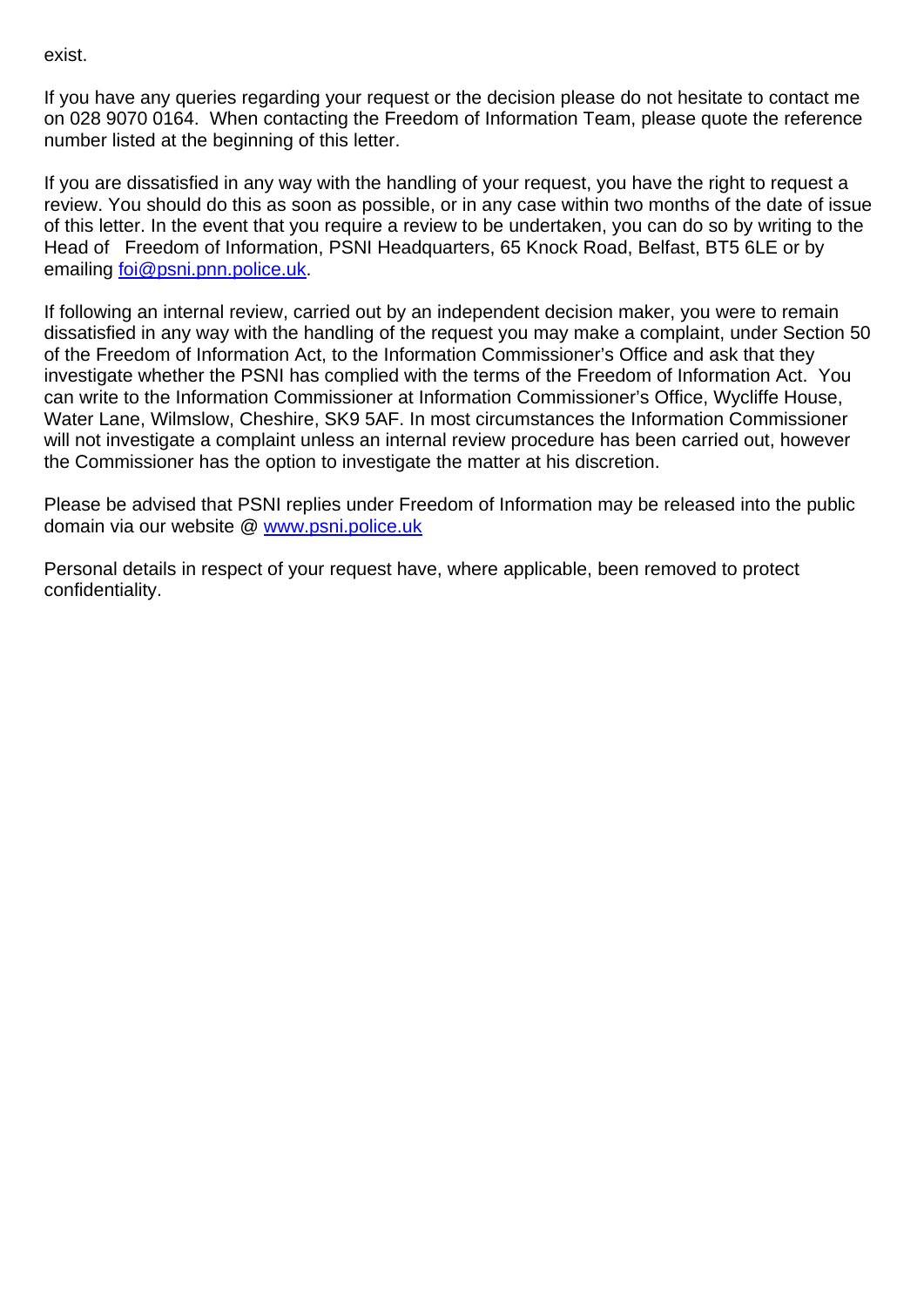exist.

If you have any queries regarding your request or the decision please do not hesitate to contact me on 028 9070 0164. When contacting the Freedom of Information Team, please quote the reference number listed at the beginning of this letter.

If you are dissatisfied in any way with the handling of your request, you have the right to request a review. You should do this as soon as possible, or in any case within two months of the date of issue of this letter. In the event that you require a review to be undertaken, you can do so by writing to the Head of Freedom of Information, PSNI Headquarters, 65 Knock Road, Belfast, BT5 6LE or by emailing [foi@psni.pnn.police.uk](mailto:foi@psni.pnn.police.uk).

If following an internal review, carried out by an independent decision maker, you were to remain dissatisfied in any way with the handling of the request you may make a complaint, under Section 50 of the Freedom of Information Act, to the Information Commissioner's Office and ask that they investigate whether the PSNI has complied with the terms of the Freedom of Information Act. You can write to the Information Commissioner at Information Commissioner's Office, Wycliffe House, Water Lane, Wilmslow, Cheshire, SK9 5AF. In most circumstances the Information Commissioner will not investigate a complaint unless an internal review procedure has been carried out, however the Commissioner has the option to investigate the matter at his discretion.

Please be advised that PSNI replies under Freedom of Information may be released into the public domain via our website @ [www.psni.police.uk](http://www.psni.police.uk)

Personal details in respect of your request have, where applicable, been removed to protect confidentiality.